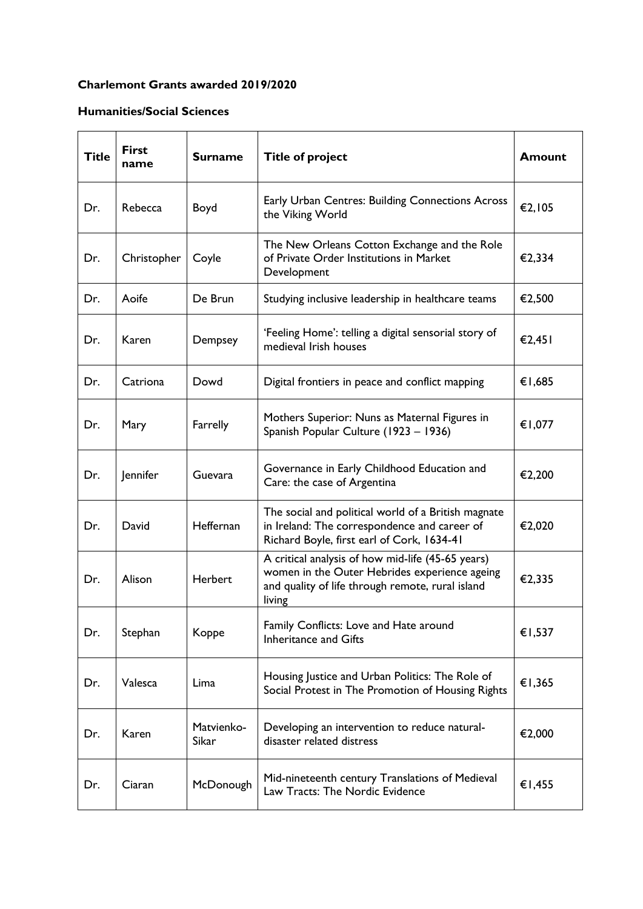**Charlemont Grants awarded 2019/2020**

**Humanities/Social Sciences**

| Title | First name | Surname | Title of project | Amount |
|---|---|---|---|---|
| Dr. | Rebecca | Boyd | Early Urban Centres: Building Connections Across the Viking World | €2,105 |
| Dr. | Christopher | Coyle | The New Orleans Cotton Exchange and the Role of Private Order Institutions in Market Development | €2,334 |
| Dr. | Aoife | De Brun | Studying inclusive leadership in healthcare teams | €2,500 |
| Dr. | Karen | Dempsey | 'Feeling Home': telling a digital sensorial story of medieval Irish houses | €2,451 |
| Dr. | Catriona | Dowd | Digital frontiers in peace and conflict mapping | €1,685 |
| Dr. | Mary | Farrelly | Mothers Superior: Nuns as Maternal Figures in Spanish Popular Culture (1923 – 1936) | €1,077 |
| Dr. | Jennifer | Guevara | Governance in Early Childhood Education and Care: the case of Argentina | €2,200 |
| Dr. | David | Heffernan | The social and political world of a British magnate in Ireland: The correspondence and career of Richard Boyle, first earl of Cork, 1634-41 | €2,020 |
| Dr. | Alison | Herbert | A critical analysis of how mid-life (45-65 years) women in the Outer Hebrides experience ageing and quality of life through remote, rural island living | €2,335 |
| Dr. | Stephan | Koppe | Family Conflicts: Love and Hate around Inheritance and Gifts | €1,537 |
| Dr. | Valesca | Lima | Housing Justice and Urban Politics: The Role of Social Protest in The Promotion of Housing Rights | €1,365 |
| Dr. | Karen | Matvienko-Sikar | Developing an intervention to reduce natural-disaster related distress | €2,000 |
| Dr. | Ciaran | McDonough | Mid-nineteenth century Translations of Medieval Law Tracts: The Nordic Evidence | €1,455 |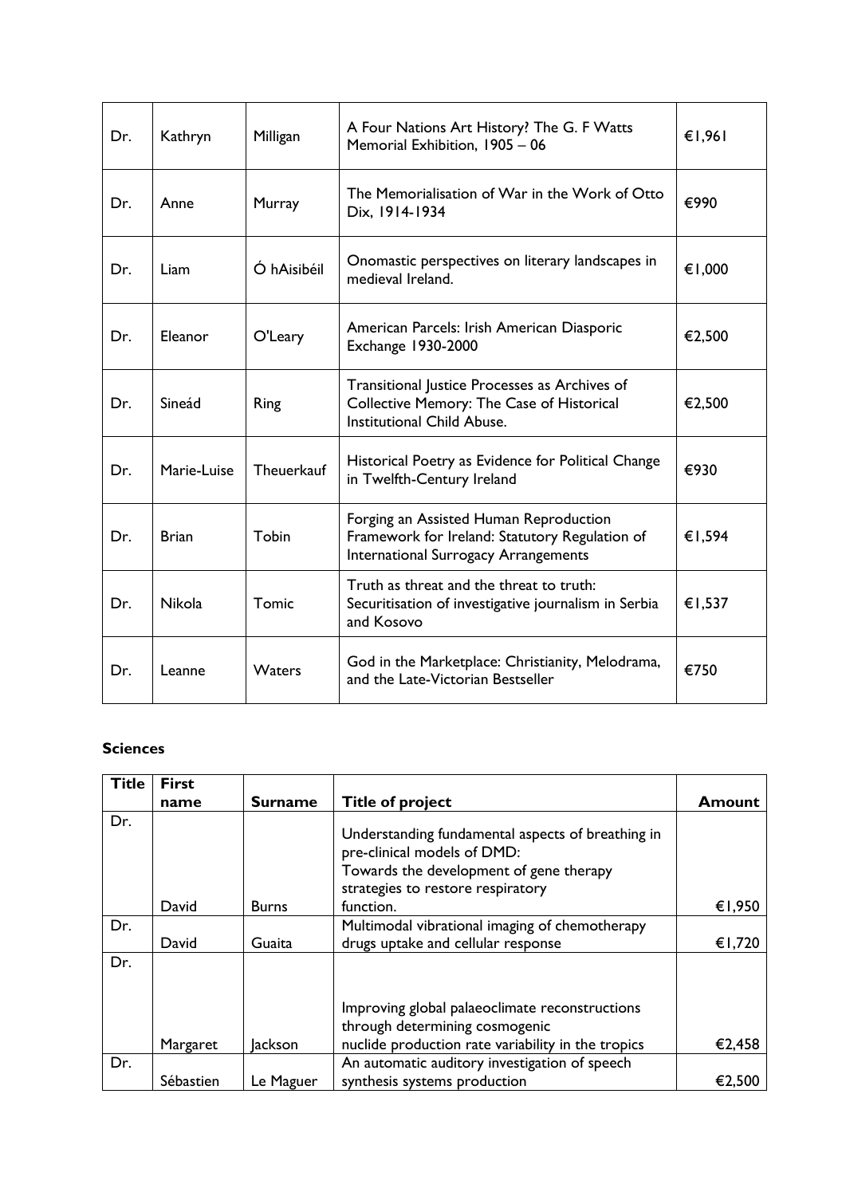| | | | | |
|---|---|---|---|---|
| Dr. | Kathryn | Milligan | A Four Nations Art History? The G. F Watts Memorial Exhibition, 1905 – 06 | €1,961 |
| Dr. | Anne | Murray | The Memorialisation of War in the Work of Otto Dix, 1914-1934 | €990 |
| Dr. | Liam | Ó hAisibéil | Onomastic perspectives on literary landscapes in medieval Ireland. | €1,000 |
| Dr. | Eleanor | O'Leary | American Parcels: Irish American Diasporic Exchange 1930-2000 | €2,500 |
| Dr. | Sineád | Ring | Transitional Justice Processes as Archives of Collective Memory: The Case of Historical Institutional Child Abuse. | €2,500 |
| Dr. | Marie-Luise | Theuerkauf | Historical Poetry as Evidence for Political Change in Twelfth-Century Ireland | €930 |
| Dr. | Brian | Tobin | Forging an Assisted Human Reproduction Framework for Ireland: Statutory Regulation of International Surrogacy Arrangements | €1,594 |
| Dr. | Nikola | Tomic | Truth as threat and the threat to truth: Securitisation of investigative journalism in Serbia and Kosovo | €1,537 |
| Dr. | Leanne | Waters | God in the Marketplace: Christianity, Melodrama, and the Late-Victorian Bestseller | €750 |

**Sciences**

| Title | First name | Surname | Title of project | Amount |
|---|---|---|---|---|
| Dr. | David | Burns | Understanding fundamental aspects of breathing in pre-clinical models of DMD: Towards the development of gene therapy strategies to restore respiratory function. | €1,950 |
| Dr. | David | Guaita | Multimodal vibrational imaging of chemotherapy drugs uptake and cellular response | €1,720 |
| Dr. | Margaret | Jackson | Improving global palaeoclimate reconstructions through determining cosmogenic nuclide production rate variability in the tropics | €2,458 |
| Dr. | Sébastien | Le Maguer | An automatic auditory investigation of speech synthesis systems production | €2,500 |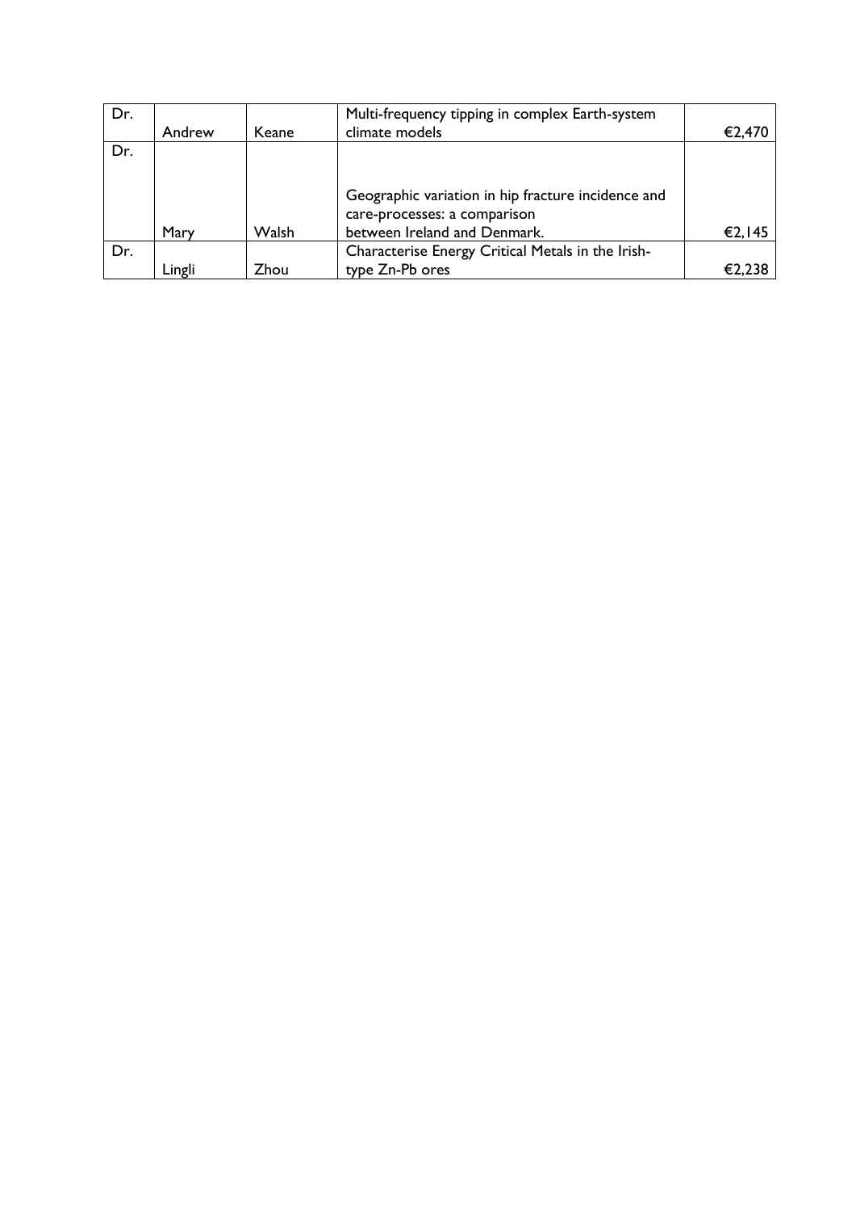| | | | | |
|---|---|---|---|---|
| Dr. | Andrew | Keane | Multi-frequency tipping in complex Earth-system climate models | €2,470 |
| Dr. | Mary | Walsh | Geographic variation in hip fracture incidence and care-processes: a comparison between Ireland and Denmark. | €2,145 |
| Dr. | Lingli | Zhou | Characterise Energy Critical Metals in the Irish-type Zn-Pb ores | €2,238 |